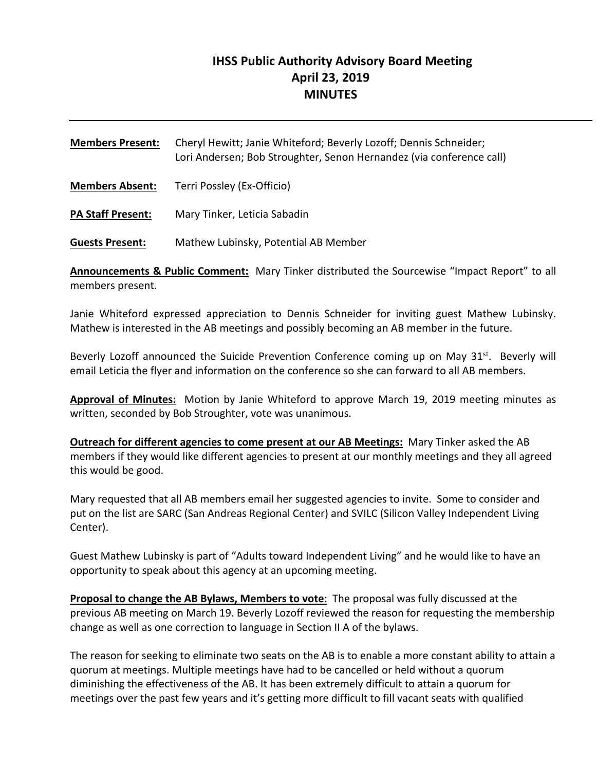# IHSS Public Authority Advisory Board Meeting
# April 23, 2019
# MINUTES

---

**Members Present:** Cheryl Hewitt; Janie Whiteford; Beverly Lozoff; Dennis Schneider; Lori Andersen; Bob Stroughter, Senon Hernandez (via conference call)

**Members Absent:** Terri Possley (Ex-Officio)

**PA Staff Present:** Mary Tinker, Leticia Sabadin

**Guests Present:** Mathew Lubinsky, Potential AB Member

**Announcements & Public Comment:** Mary Tinker distributed the Sourcewise "Impact Report" to all members present.

Janie Whiteford expressed appreciation to Dennis Schneider for inviting guest Mathew Lubinsky. Mathew is interested in the AB meetings and possibly becoming an AB member in the future.

Beverly Lozoff announced the Suicide Prevention Conference coming up on May 31st. Beverly will email Leticia the flyer and information on the conference so she can forward to all AB members.

**Approval of Minutes:** Motion by Janie Whiteford to approve March 19, 2019 meeting minutes as written, seconded by Bob Stroughter, vote was unanimous.

**Outreach for different agencies to come present at our AB Meetings:** Mary Tinker asked the AB members if they would like different agencies to present at our monthly meetings and they all agreed this would be good.

Mary requested that all AB members email her suggested agencies to invite. Some to consider and put on the list are SARC (San Andreas Regional Center) and SVILC (Silicon Valley Independent Living Center).

Guest Mathew Lubinsky is part of "Adults toward Independent Living" and he would like to have an opportunity to speak about this agency at an upcoming meeting.

**Proposal to change the AB Bylaws, Members to vote**: The proposal was fully discussed at the previous AB meeting on March 19. Beverly Lozoff reviewed the reason for requesting the membership change as well as one correction to language in Section II A of the bylaws.

The reason for seeking to eliminate two seats on the AB is to enable a more constant ability to attain a quorum at meetings. Multiple meetings have had to be cancelled or held without a quorum diminishing the effectiveness of the AB. It has been extremely difficult to attain a quorum for meetings over the past few years and it's getting more difficult to fill vacant seats with qualified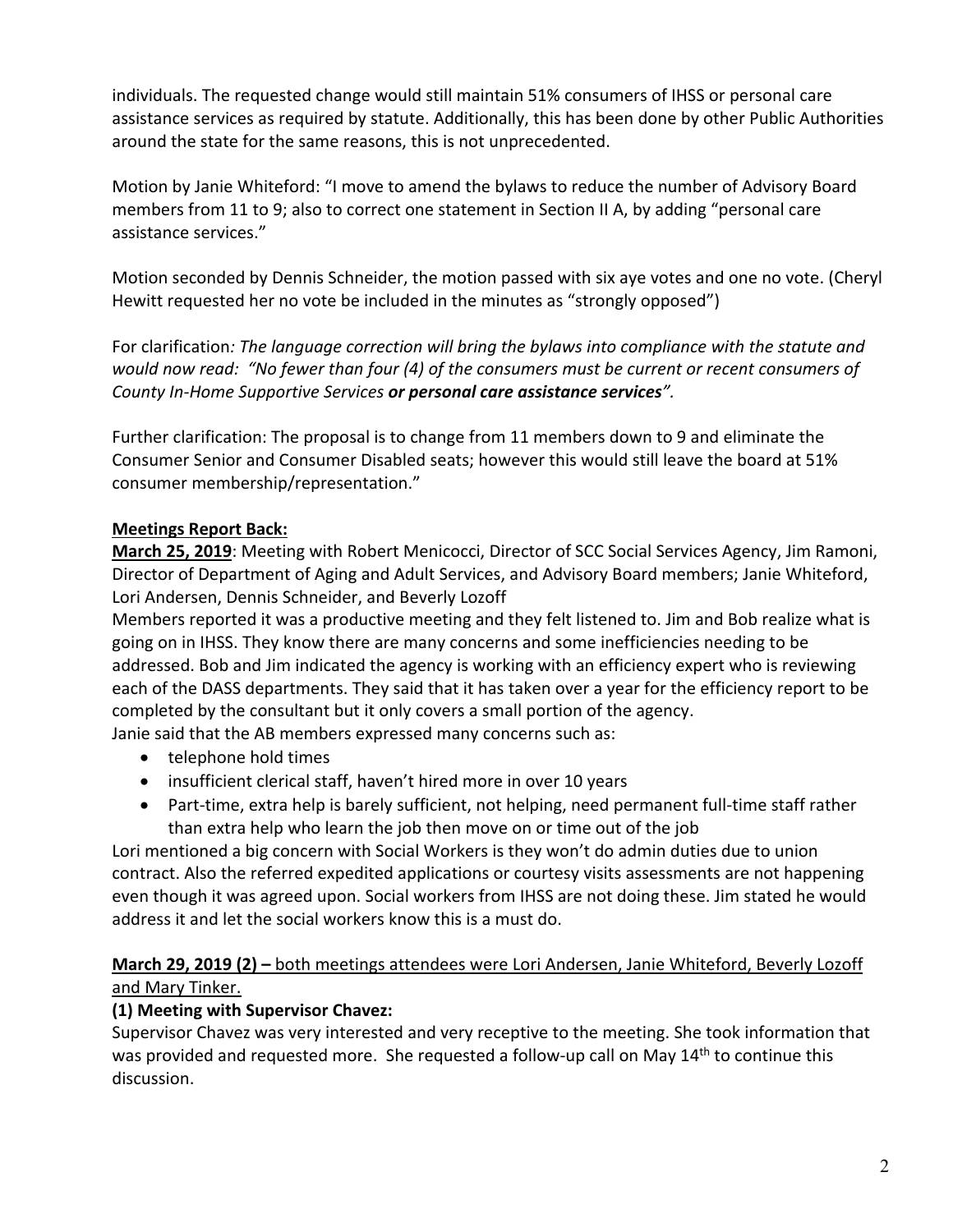individuals. The requested change would still maintain 51% consumers of IHSS or personal care assistance services as required by statute. Additionally, this has been done by other Public Authorities around the state for the same reasons, this is not unprecedented.

Motion by Janie Whiteford: "I move to amend the bylaws to reduce the number of Advisory Board members from 11 to 9; also to correct one statement in Section II A, by adding "personal care assistance services."

Motion seconded by Dennis Schneider, the motion passed with six aye votes and one no vote. (Cheryl Hewitt requested her no vote be included in the minutes as "strongly opposed")

For clarification*: The language correction will bring the bylaws into compliance with the statute and would now read: "No fewer than four (4) of the consumers must be current or recent consumers of County In-Home Supportive Services **or personal care assistance services**".*

Further clarification: The proposal is to change from 11 members down to 9 and eliminate the Consumer Senior and Consumer Disabled seats; however this would still leave the board at 51% consumer membership/representation."

**Meetings Report Back:**

**March 25, 2019**: Meeting with Robert Menicocci, Director of SCC Social Services Agency, Jim Ramoni, Director of Department of Aging and Adult Services, and Advisory Board members; Janie Whiteford, Lori Andersen, Dennis Schneider, and Beverly Lozoff

Members reported it was a productive meeting and they felt listened to. Jim and Bob realize what is going on in IHSS. They know there are many concerns and some inefficiencies needing to be addressed. Bob and Jim indicated the agency is working with an efficiency expert who is reviewing each of the DASS departments. They said that it has taken over a year for the efficiency report to be completed by the consultant but it only covers a small portion of the agency.

Janie said that the AB members expressed many concerns such as:

- telephone hold times
- insufficient clerical staff, haven't hired more in over 10 years
- Part-time, extra help is barely sufficient, not helping, need permanent full-time staff rather than extra help who learn the job then move on or time out of the job

Lori mentioned a big concern with Social Workers is they won't do admin duties due to union contract. Also the referred expedited applications or courtesy visits assessments are not happening even though it was agreed upon. Social workers from IHSS are not doing these. Jim stated he would address it and let the social workers know this is a must do.

**March 29, 2019 (2) –** both meetings attendees were Lori Andersen, Janie Whiteford, Beverly Lozoff and Mary Tinker.

**(1) Meeting with Supervisor Chavez:**

Supervisor Chavez was very interested and very receptive to the meeting. She took information that was provided and requested more. She requested a follow-up call on May 14th to continue this discussion.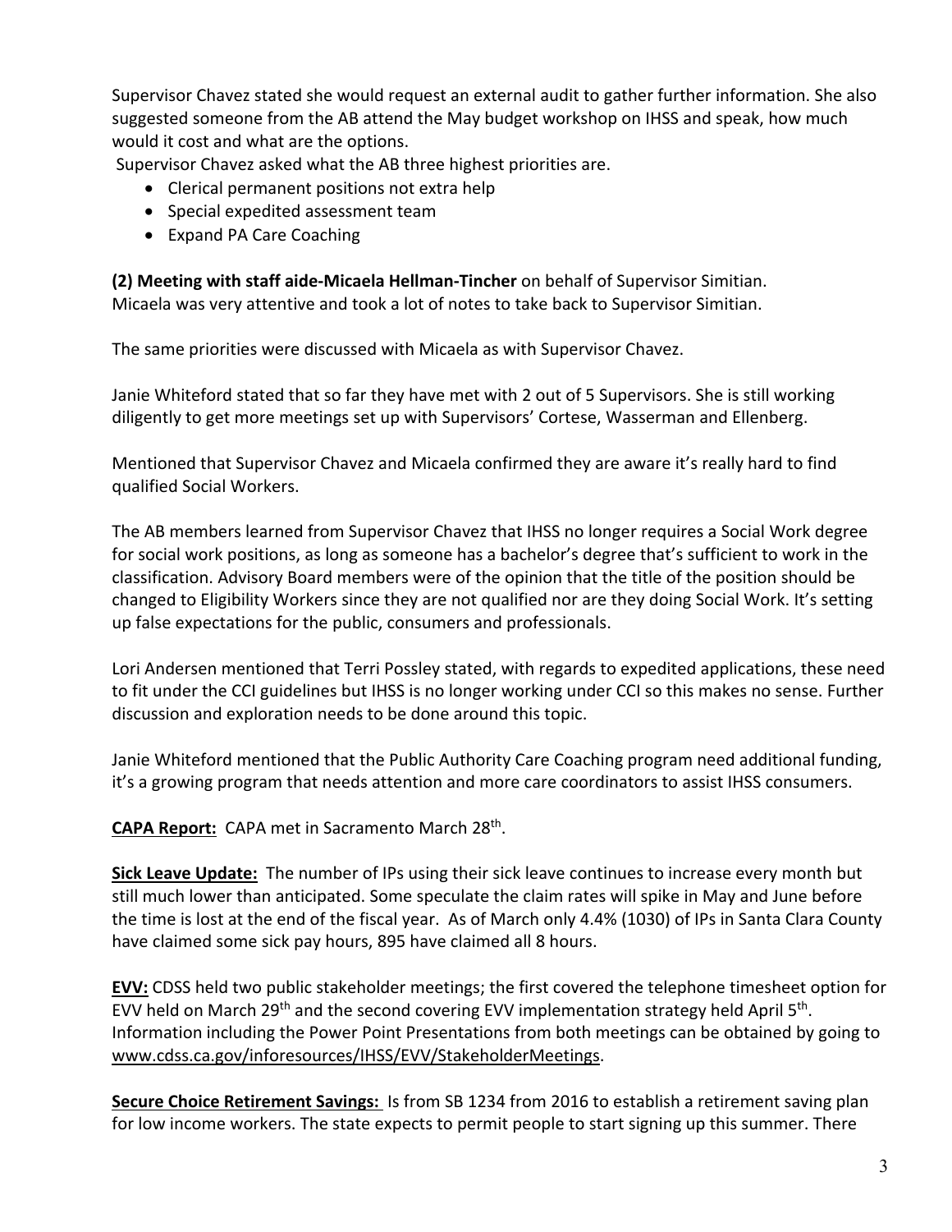Supervisor Chavez stated she would request an external audit to gather further information. She also suggested someone from the AB attend the May budget workshop on IHSS and speak, how much would it cost and what are the options.

Supervisor Chavez asked what the AB three highest priorities are.

- Clerical permanent positions not extra help
- Special expedited assessment team
- Expand PA Care Coaching

**(2) Meeting with staff aide-Micaela Hellman-Tincher** on behalf of Supervisor Simitian.
Micaela was very attentive and took a lot of notes to take back to Supervisor Simitian.

The same priorities were discussed with Micaela as with Supervisor Chavez.

Janie Whiteford stated that so far they have met with 2 out of 5 Supervisors. She is still working diligently to get more meetings set up with Supervisors' Cortese, Wasserman and Ellenberg.

Mentioned that Supervisor Chavez and Micaela confirmed they are aware it's really hard to find qualified Social Workers.

The AB members learned from Supervisor Chavez that IHSS no longer requires a Social Work degree for social work positions, as long as someone has a bachelor's degree that's sufficient to work in the classification. Advisory Board members were of the opinion that the title of the position should be changed to Eligibility Workers since they are not qualified nor are they doing Social Work. It's setting up false expectations for the public, consumers and professionals.

Lori Andersen mentioned that Terri Possley stated, with regards to expedited applications, these need to fit under the CCI guidelines but IHSS is no longer working under CCI so this makes no sense. Further discussion and exploration needs to be done around this topic.

Janie Whiteford mentioned that the Public Authority Care Coaching program need additional funding, it's a growing program that needs attention and more care coordinators to assist IHSS consumers.

**CAPA Report:** CAPA met in Sacramento March 28th.

**Sick Leave Update:** The number of IPs using their sick leave continues to increase every month but still much lower than anticipated. Some speculate the claim rates will spike in May and June before the time is lost at the end of the fiscal year. As of March only 4.4% (1030) of IPs in Santa Clara County have claimed some sick pay hours, 895 have claimed all 8 hours.

**EVV:** CDSS held two public stakeholder meetings; the first covered the telephone timesheet option for EVV held on March 29th and the second covering EVV implementation strategy held April 5th. Information including the Power Point Presentations from both meetings can be obtained by going to www.cdss.ca.gov/inforesources/IHSS/EVV/StakeholderMeetings.

**Secure Choice Retirement Savings:** Is from SB 1234 from 2016 to establish a retirement saving plan for low income workers. The state expects to permit people to start signing up this summer. There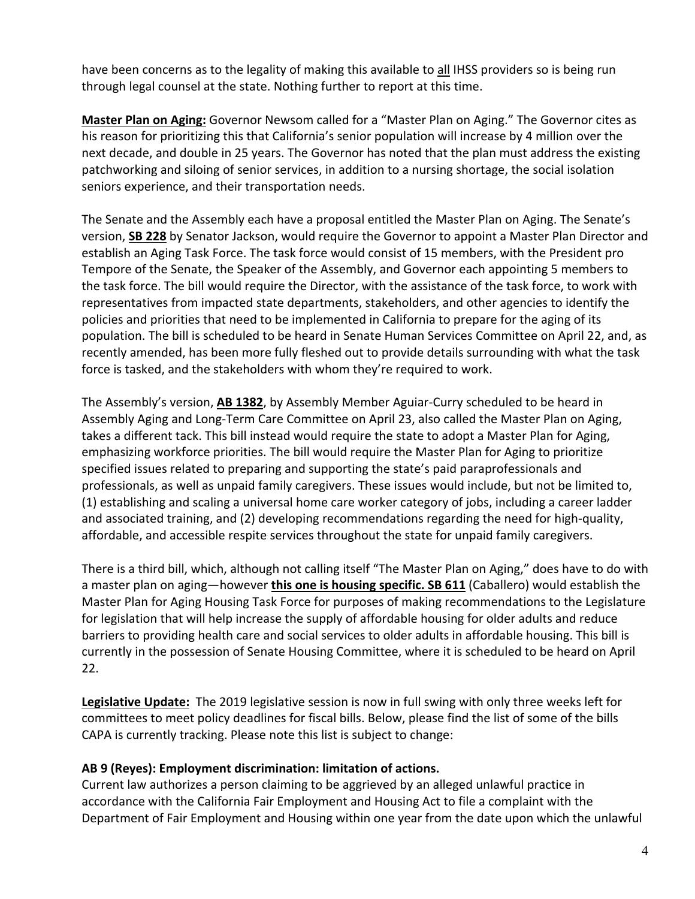have been concerns as to the legality of making this available to <u>all</u> IHSS providers so is being run through legal counsel at the state. Nothing further to report at this time.

**<u>Master Plan on Aging:</u>** Governor Newsom called for a "Master Plan on Aging." The Governor cites as his reason for prioritizing this that California's senior population will increase by 4 million over the next decade, and double in 25 years. The Governor has noted that the plan must address the existing patchworking and siloing of senior services, in addition to a nursing shortage, the social isolation seniors experience, and their transportation needs.

The Senate and the Assembly each have a proposal entitled the Master Plan on Aging. The Senate's version, **<u>SB 228</u>** by Senator Jackson, would require the Governor to appoint a Master Plan Director and establish an Aging Task Force. The task force would consist of 15 members, with the President pro Tempore of the Senate, the Speaker of the Assembly, and Governor each appointing 5 members to the task force. The bill would require the Director, with the assistance of the task force, to work with representatives from impacted state departments, stakeholders, and other agencies to identify the policies and priorities that need to be implemented in California to prepare for the aging of its population. The bill is scheduled to be heard in Senate Human Services Committee on April 22, and, as recently amended, has been more fully fleshed out to provide details surrounding with what the task force is tasked, and the stakeholders with whom they're required to work.

The Assembly's version, **<u>AB 1382</u>**, by Assembly Member Aguiar-Curry scheduled to be heard in Assembly Aging and Long-Term Care Committee on April 23, also called the Master Plan on Aging, takes a different tack. This bill instead would require the state to adopt a Master Plan for Aging, emphasizing workforce priorities. The bill would require the Master Plan for Aging to prioritize specified issues related to preparing and supporting the state's paid paraprofessionals and professionals, as well as unpaid family caregivers. These issues would include, but not be limited to, (1) establishing and scaling a universal home care worker category of jobs, including a career ladder and associated training, and (2) developing recommendations regarding the need for high-quality, affordable, and accessible respite services throughout the state for unpaid family caregivers.

There is a third bill, which, although not calling itself "The Master Plan on Aging," does have to do with a master plan on aging—however **<u>this one is housing specific. SB 611</u>** (Caballero) would establish the Master Plan for Aging Housing Task Force for purposes of making recommendations to the Legislature for legislation that will help increase the supply of affordable housing for older adults and reduce barriers to providing health care and social services to older adults in affordable housing. This bill is currently in the possession of Senate Housing Committee, where it is scheduled to be heard on April 22.

**<u>Legislative Update:</u>** The 2019 legislative session is now in full swing with only three weeks left for committees to meet policy deadlines for fiscal bills. Below, please find the list of some of the bills CAPA is currently tracking. Please note this list is subject to change:

**AB 9 (Reyes): Employment discrimination: limitation of actions.**

Current law authorizes a person claiming to be aggrieved by an alleged unlawful practice in accordance with the California Fair Employment and Housing Act to file a complaint with the Department of Fair Employment and Housing within one year from the date upon which the unlawful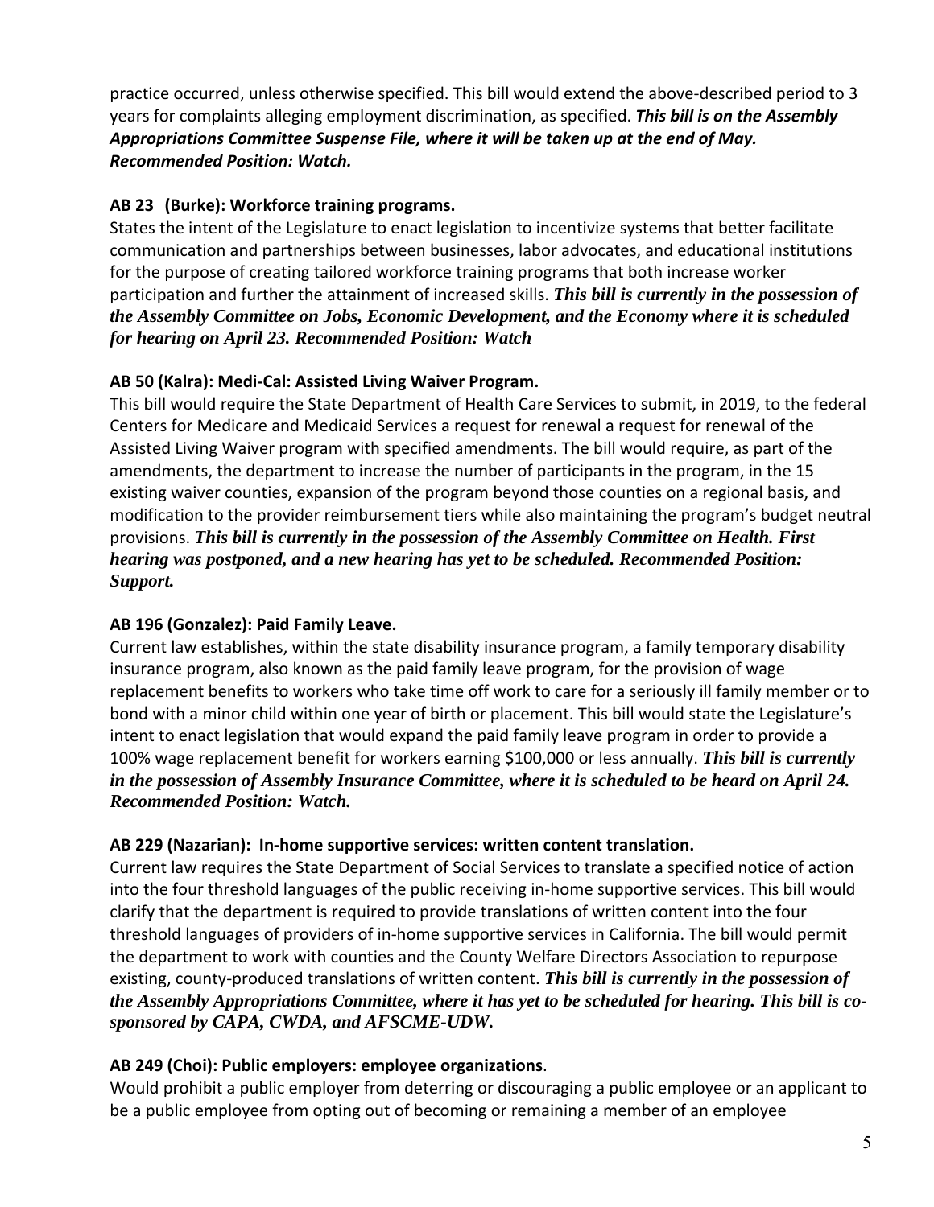practice occurred, unless otherwise specified. This bill would extend the above-described period to 3 years for complaints alleging employment discrimination, as specified. ***This bill is on the Assembly Appropriations Committee Suspense File, where it will be taken up at the end of May. Recommended Position: Watch.***

**AB 23 (Burke): Workforce training programs.**

States the intent of the Legislature to enact legislation to incentivize systems that better facilitate communication and partnerships between businesses, labor advocates, and educational institutions for the purpose of creating tailored workforce training programs that both increase worker participation and further the attainment of increased skills. ***This bill is currently in the possession of the Assembly Committee on Jobs, Economic Development, and the Economy where it is scheduled for hearing on April 23. Recommended Position: Watch***

**AB 50 (Kalra): Medi-Cal: Assisted Living Waiver Program.**

This bill would require the State Department of Health Care Services to submit, in 2019, to the federal Centers for Medicare and Medicaid Services a request for renewal a request for renewal of the Assisted Living Waiver program with specified amendments. The bill would require, as part of the amendments, the department to increase the number of participants in the program, in the 15 existing waiver counties, expansion of the program beyond those counties on a regional basis, and modification to the provider reimbursement tiers while also maintaining the program's budget neutral provisions. ***This bill is currently in the possession of the Assembly Committee on Health. First hearing was postponed, and a new hearing has yet to be scheduled. Recommended Position: Support.***

**AB 196 (Gonzalez): Paid Family Leave.**

Current law establishes, within the state disability insurance program, a family temporary disability insurance program, also known as the paid family leave program, for the provision of wage replacement benefits to workers who take time off work to care for a seriously ill family member or to bond with a minor child within one year of birth or placement. This bill would state the Legislature's intent to enact legislation that would expand the paid family leave program in order to provide a 100% wage replacement benefit for workers earning $100,000 or less annually. ***This bill is currently in the possession of Assembly Insurance Committee, where it is scheduled to be heard on April 24. Recommended Position: Watch.***

**AB 229 (Nazarian): In-home supportive services: written content translation.**

Current law requires the State Department of Social Services to translate a specified notice of action into the four threshold languages of the public receiving in-home supportive services. This bill would clarify that the department is required to provide translations of written content into the four threshold languages of providers of in-home supportive services in California. The bill would permit the department to work with counties and the County Welfare Directors Association to repurpose existing, county-produced translations of written content. ***This bill is currently in the possession of the Assembly Appropriations Committee, where it has yet to be scheduled for hearing. This bill is co-sponsored by CAPA, CWDA, and AFSCME-UDW.***

**AB 249 (Choi): Public employers: employee organizations**.

Would prohibit a public employer from deterring or discouraging a public employee or an applicant to be a public employee from opting out of becoming or remaining a member of an employee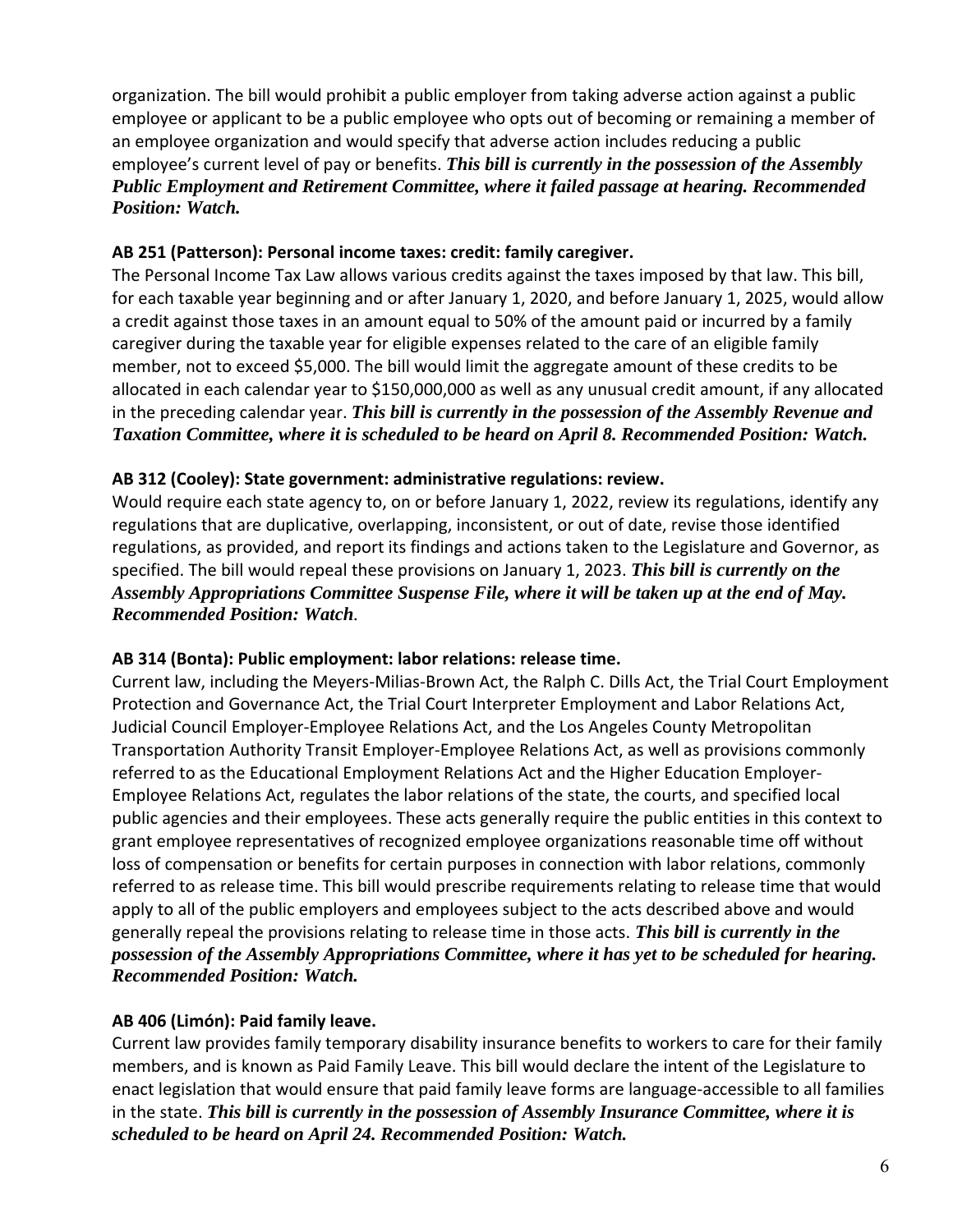organization. The bill would prohibit a public employer from taking adverse action against a public employee or applicant to be a public employee who opts out of becoming or remaining a member of an employee organization and would specify that adverse action includes reducing a public employee's current level of pay or benefits. ***This bill is currently in the possession of the Assembly Public Employment and Retirement Committee, where it failed passage at hearing. Recommended Position: Watch.***

**AB 251 (Patterson): Personal income taxes: credit: family caregiver.**

The Personal Income Tax Law allows various credits against the taxes imposed by that law. This bill, for each taxable year beginning and or after January 1, 2020, and before January 1, 2025, would allow a credit against those taxes in an amount equal to 50% of the amount paid or incurred by a family caregiver during the taxable year for eligible expenses related to the care of an eligible family member, not to exceed $5,000. The bill would limit the aggregate amount of these credits to be allocated in each calendar year to $150,000,000 as well as any unusual credit amount, if any allocated in the preceding calendar year. ***This bill is currently in the possession of the Assembly Revenue and Taxation Committee, where it is scheduled to be heard on April 8. Recommended Position: Watch.***

**AB 312 (Cooley): State government: administrative regulations: review.**

Would require each state agency to, on or before January 1, 2022, review its regulations, identify any regulations that are duplicative, overlapping, inconsistent, or out of date, revise those identified regulations, as provided, and report its findings and actions taken to the Legislature and Governor, as specified. The bill would repeal these provisions on January 1, 2023. ***This bill is currently on the Assembly Appropriations Committee Suspense File, where it will be taken up at the end of May. Recommended Position: Watch***.

**AB 314 (Bonta): Public employment: labor relations: release time.**

Current law, including the Meyers-Milias-Brown Act, the Ralph C. Dills Act, the Trial Court Employment Protection and Governance Act, the Trial Court Interpreter Employment and Labor Relations Act, Judicial Council Employer-Employee Relations Act, and the Los Angeles County Metropolitan Transportation Authority Transit Employer-Employee Relations Act, as well as provisions commonly referred to as the Educational Employment Relations Act and the Higher Education Employer-Employee Relations Act, regulates the labor relations of the state, the courts, and specified local public agencies and their employees. These acts generally require the public entities in this context to grant employee representatives of recognized employee organizations reasonable time off without loss of compensation or benefits for certain purposes in connection with labor relations, commonly referred to as release time. This bill would prescribe requirements relating to release time that would apply to all of the public employers and employees subject to the acts described above and would generally repeal the provisions relating to release time in those acts. ***This bill is currently in the possession of the Assembly Appropriations Committee, where it has yet to be scheduled for hearing. Recommended Position: Watch.***

**AB 406 (Limón): Paid family leave.**

Current law provides family temporary disability insurance benefits to workers to care for their family members, and is known as Paid Family Leave. This bill would declare the intent of the Legislature to enact legislation that would ensure that paid family leave forms are language-accessible to all families in the state. ***This bill is currently in the possession of Assembly Insurance Committee, where it is scheduled to be heard on April 24. Recommended Position: Watch.***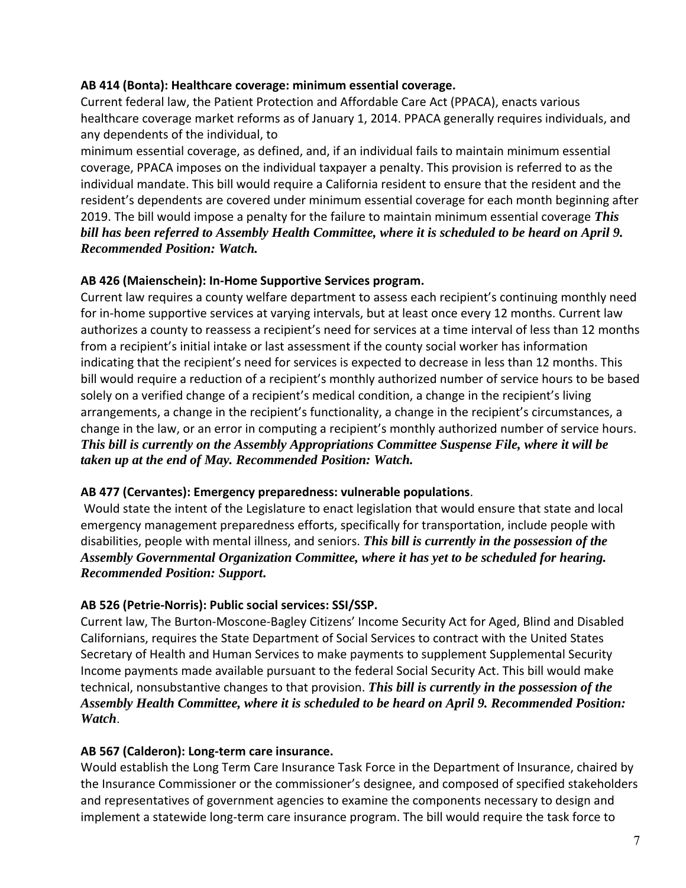**AB 414 (Bonta): Healthcare coverage: minimum essential coverage.**
Current federal law, the Patient Protection and Affordable Care Act (PPACA), enacts various healthcare coverage market reforms as of January 1, 2014. PPACA generally requires individuals, and any dependents of the individual, to
minimum essential coverage, as defined, and, if an individual fails to maintain minimum essential coverage, PPACA imposes on the individual taxpayer a penalty. This provision is referred to as the individual mandate. This bill would require a California resident to ensure that the resident and the resident's dependents are covered under minimum essential coverage for each month beginning after 2019. The bill would impose a penalty for the failure to maintain minimum essential coverage ***This bill has been referred to Assembly Health Committee, where it is scheduled to be heard on April 9. Recommended Position: Watch.***

**AB 426 (Maienschein): In-Home Supportive Services program.**
Current law requires a county welfare department to assess each recipient's continuing monthly need for in-home supportive services at varying intervals, but at least once every 12 months. Current law authorizes a county to reassess a recipient's need for services at a time interval of less than 12 months from a recipient's initial intake or last assessment if the county social worker has information indicating that the recipient's need for services is expected to decrease in less than 12 months. This bill would require a reduction of a recipient's monthly authorized number of service hours to be based solely on a verified change of a recipient's medical condition, a change in the recipient's living arrangements, a change in the recipient's functionality, a change in the recipient's circumstances, a change in the law, or an error in computing a recipient's monthly authorized number of service hours. ***This bill is currently on the Assembly Appropriations Committee Suspense File, where it will be taken up at the end of May. Recommended Position: Watch.***

**AB 477 (Cervantes): Emergency preparedness: vulnerable populations**.
Would state the intent of the Legislature to enact legislation that would ensure that state and local emergency management preparedness efforts, specifically for transportation, include people with disabilities, people with mental illness, and seniors. ***This bill is currently in the possession of the Assembly Governmental Organization Committee, where it has yet to be scheduled for hearing. Recommended Position: Support.***

**AB 526 (Petrie-Norris): Public social services: SSI/SSP.**
Current law, The Burton-Moscone-Bagley Citizens' Income Security Act for Aged, Blind and Disabled Californians, requires the State Department of Social Services to contract with the United States Secretary of Health and Human Services to make payments to supplement Supplemental Security Income payments made available pursuant to the federal Social Security Act. This bill would make technical, nonsubstantive changes to that provision. ***This bill is currently in the possession of the Assembly Health Committee, where it is scheduled to be heard on April 9. Recommended Position: Watch***.

**AB 567 (Calderon): Long-term care insurance.**
Would establish the Long Term Care Insurance Task Force in the Department of Insurance, chaired by the Insurance Commissioner or the commissioner's designee, and composed of specified stakeholders and representatives of government agencies to examine the components necessary to design and implement a statewide long-term care insurance program. The bill would require the task force to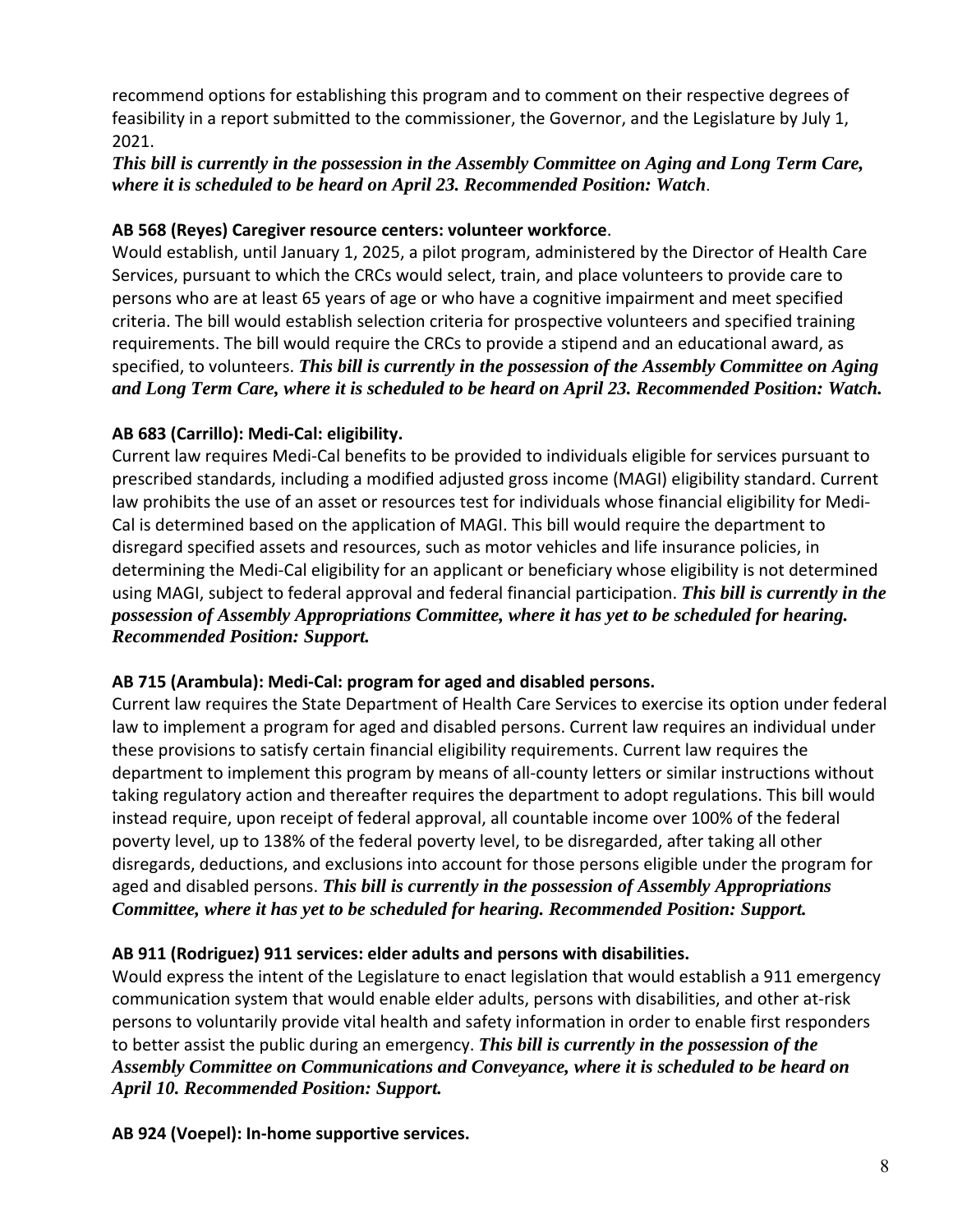recommend options for establishing this program and to comment on their respective degrees of feasibility in a report submitted to the commissioner, the Governor, and the Legislature by July 1, 2021.
***This bill is currently in the possession in the Assembly Committee on Aging and Long Term Care, where it is scheduled to be heard on April 23. Recommended Position: Watch*.**

**AB 568 (Reyes) Caregiver resource centers: volunteer workforce**.
Would establish, until January 1, 2025, a pilot program, administered by the Director of Health Care Services, pursuant to which the CRCs would select, train, and place volunteers to provide care to persons who are at least 65 years of age or who have a cognitive impairment and meet specified criteria. The bill would establish selection criteria for prospective volunteers and specified training requirements. The bill would require the CRCs to provide a stipend and an educational award, as specified, to volunteers. ***This bill is currently in the possession of the Assembly Committee on Aging and Long Term Care, where it is scheduled to be heard on April 23. Recommended Position: Watch.***

**AB 683 (Carrillo): Medi-Cal: eligibility.**
Current law requires Medi-Cal benefits to be provided to individuals eligible for services pursuant to prescribed standards, including a modified adjusted gross income (MAGI) eligibility standard. Current law prohibits the use of an asset or resources test for individuals whose financial eligibility for Medi-Cal is determined based on the application of MAGI. This bill would require the department to disregard specified assets and resources, such as motor vehicles and life insurance policies, in determining the Medi-Cal eligibility for an applicant or beneficiary whose eligibility is not determined using MAGI, subject to federal approval and federal financial participation. ***This bill is currently in the possession of Assembly Appropriations Committee, where it has yet to be scheduled for hearing. Recommended Position: Support.***

**AB 715 (Arambula): Medi-Cal: program for aged and disabled persons.**
Current law requires the State Department of Health Care Services to exercise its option under federal law to implement a program for aged and disabled persons. Current law requires an individual under these provisions to satisfy certain financial eligibility requirements. Current law requires the department to implement this program by means of all-county letters or similar instructions without taking regulatory action and thereafter requires the department to adopt regulations. This bill would instead require, upon receipt of federal approval, all countable income over 100% of the federal poverty level, up to 138% of the federal poverty level, to be disregarded, after taking all other disregards, deductions, and exclusions into account for those persons eligible under the program for aged and disabled persons. ***This bill is currently in the possession of Assembly Appropriations Committee, where it has yet to be scheduled for hearing. Recommended Position: Support.***

**AB 911 (Rodriguez) 911 services: elder adults and persons with disabilities.**
Would express the intent of the Legislature to enact legislation that would establish a 911 emergency communication system that would enable elder adults, persons with disabilities, and other at-risk persons to voluntarily provide vital health and safety information in order to enable first responders to better assist the public during an emergency. ***This bill is currently in the possession of the Assembly Committee on Communications and Conveyance, where it is scheduled to be heard on April 10. Recommended Position: Support.***

**AB 924 (Voepel): In-home supportive services.**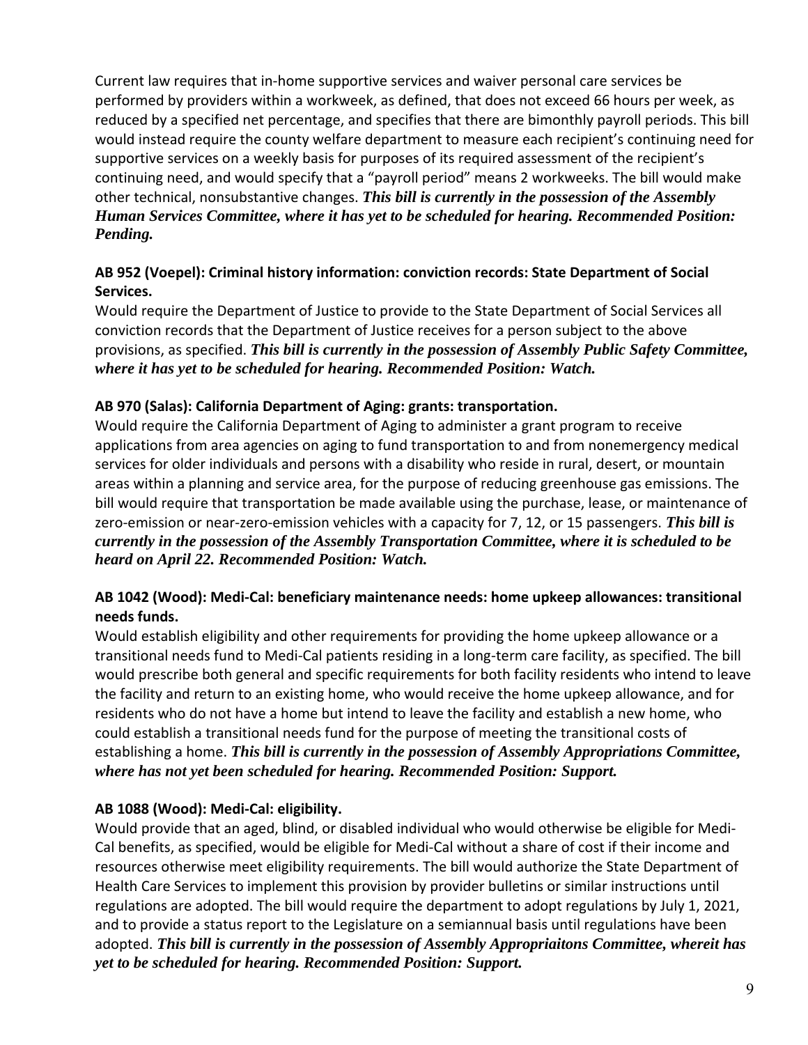Current law requires that in-home supportive services and waiver personal care services be performed by providers within a workweek, as defined, that does not exceed 66 hours per week, as reduced by a specified net percentage, and specifies that there are bimonthly payroll periods. This bill would instead require the county welfare department to measure each recipient's continuing need for supportive services on a weekly basis for purposes of its required assessment of the recipient's continuing need, and would specify that a "payroll period" means 2 workweeks. The bill would make other technical, nonsubstantive changes. ***This bill is currently in the possession of the Assembly Human Services Committee, where it has yet to be scheduled for hearing. Recommended Position: Pending.***

**AB 952 (Voepel): Criminal history information: conviction records: State Department of Social Services.**

Would require the Department of Justice to provide to the State Department of Social Services all conviction records that the Department of Justice receives for a person subject to the above provisions, as specified. ***This bill is currently in the possession of Assembly Public Safety Committee, where it has yet to be scheduled for hearing. Recommended Position: Watch.***

**AB 970 (Salas): California Department of Aging: grants: transportation.**

Would require the California Department of Aging to administer a grant program to receive applications from area agencies on aging to fund transportation to and from nonemergency medical services for older individuals and persons with a disability who reside in rural, desert, or mountain areas within a planning and service area, for the purpose of reducing greenhouse gas emissions. The bill would require that transportation be made available using the purchase, lease, or maintenance of zero-emission or near-zero-emission vehicles with a capacity for 7, 12, or 15 passengers. ***This bill is currently in the possession of the Assembly Transportation Committee, where it is scheduled to be heard on April 22. Recommended Position: Watch.***

**AB 1042 (Wood): Medi-Cal: beneficiary maintenance needs: home upkeep allowances: transitional needs funds.**

Would establish eligibility and other requirements for providing the home upkeep allowance or a transitional needs fund to Medi-Cal patients residing in a long-term care facility, as specified. The bill would prescribe both general and specific requirements for both facility residents who intend to leave the facility and return to an existing home, who would receive the home upkeep allowance, and for residents who do not have a home but intend to leave the facility and establish a new home, who could establish a transitional needs fund for the purpose of meeting the transitional costs of establishing a home. ***This bill is currently in the possession of Assembly Appropriations Committee, where has not yet been scheduled for hearing. Recommended Position: Support.***

**AB 1088 (Wood): Medi-Cal: eligibility.**

Would provide that an aged, blind, or disabled individual who would otherwise be eligible for Medi-Cal benefits, as specified, would be eligible for Medi-Cal without a share of cost if their income and resources otherwise meet eligibility requirements. The bill would authorize the State Department of Health Care Services to implement this provision by provider bulletins or similar instructions until regulations are adopted. The bill would require the department to adopt regulations by July 1, 2021, and to provide a status report to the Legislature on a semiannual basis until regulations have been adopted. ***This bill is currently in the possession of Assembly Appropriaitons Committee, whereit has yet to be scheduled for hearing. Recommended Position: Support.***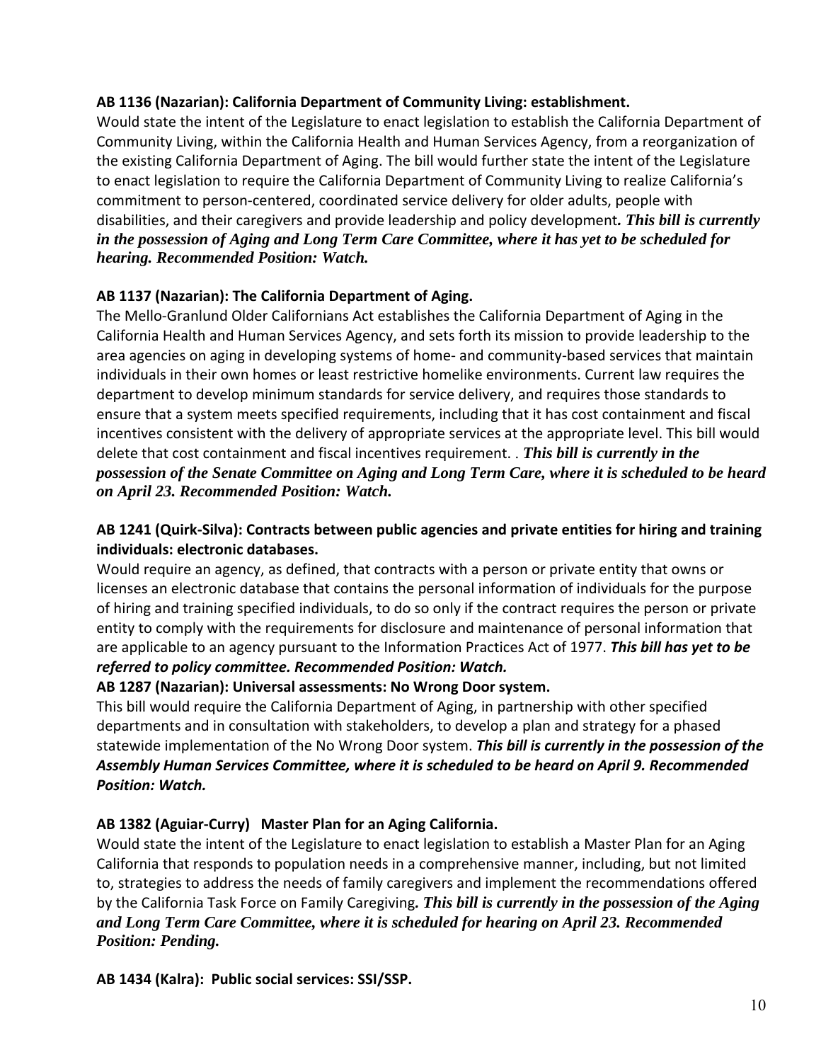**AB 1136 (Nazarian): California Department of Community Living: establishment.**
Would state the intent of the Legislature to enact legislation to establish the California Department of Community Living, within the California Health and Human Services Agency, from a reorganization of the existing California Department of Aging. The bill would further state the intent of the Legislature to enact legislation to require the California Department of Community Living to realize California's commitment to person-centered, coordinated service delivery for older adults, people with disabilities, and their caregivers and provide leadership and policy development***. This bill is currently in the possession of Aging and Long Term Care Committee, where it has yet to be scheduled for hearing. Recommended Position: Watch.***

**AB 1137 (Nazarian): The California Department of Aging.**
The Mello-Granlund Older Californians Act establishes the California Department of Aging in the California Health and Human Services Agency, and sets forth its mission to provide leadership to the area agencies on aging in developing systems of home- and community-based services that maintain individuals in their own homes or least restrictive homelike environments. Current law requires the department to develop minimum standards for service delivery, and requires those standards to ensure that a system meets specified requirements, including that it has cost containment and fiscal incentives consistent with the delivery of appropriate services at the appropriate level. This bill would delete that cost containment and fiscal incentives requirement. . ***This bill is currently in the possession of the Senate Committee on Aging and Long Term Care, where it is scheduled to be heard on April 23. Recommended Position: Watch.***

**AB 1241 (Quirk-Silva): Contracts between public agencies and private entities for hiring and training individuals: electronic databases.**
Would require an agency, as defined, that contracts with a person or private entity that owns or licenses an electronic database that contains the personal information of individuals for the purpose of hiring and training specified individuals, to do so only if the contract requires the person or private entity to comply with the requirements for disclosure and maintenance of personal information that are applicable to an agency pursuant to the Information Practices Act of 1977. ***This bill has yet to be referred to policy committee. Recommended Position: Watch.***

**AB 1287 (Nazarian): Universal assessments: No Wrong Door system.**
This bill would require the California Department of Aging, in partnership with other specified departments and in consultation with stakeholders, to develop a plan and strategy for a phased statewide implementation of the No Wrong Door system. ***This bill is currently in the possession of the Assembly Human Services Committee, where it is scheduled to be heard on April 9. Recommended Position: Watch.***

**AB 1382 (Aguiar-Curry) Master Plan for an Aging California.**
Would state the intent of the Legislature to enact legislation to establish a Master Plan for an Aging California that responds to population needs in a comprehensive manner, including, but not limited to, strategies to address the needs of family caregivers and implement the recommendations offered by the California Task Force on Family Caregiving***. This bill is currently in the possession of the Aging and Long Term Care Committee, where it is scheduled for hearing on April 23. Recommended Position: Pending.***

**AB 1434 (Kalra): Public social services: SSI/SSP.**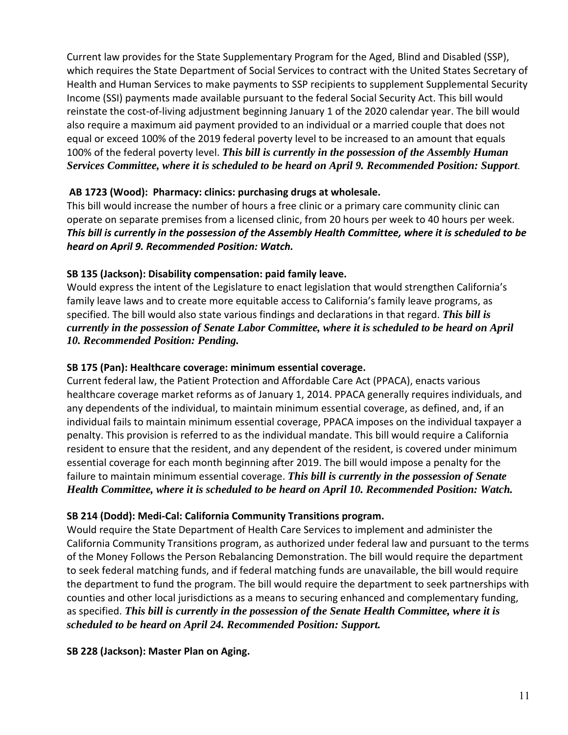Current law provides for the State Supplementary Program for the Aged, Blind and Disabled (SSP), which requires the State Department of Social Services to contract with the United States Secretary of Health and Human Services to make payments to SSP recipients to supplement Supplemental Security Income (SSI) payments made available pursuant to the federal Social Security Act. This bill would reinstate the cost-of-living adjustment beginning January 1 of the 2020 calendar year. The bill would also require a maximum aid payment provided to an individual or a married couple that does not equal or exceed 100% of the 2019 federal poverty level to be increased to an amount that equals 100% of the federal poverty level. ***This bill is currently in the possession of the Assembly Human Services Committee, where it is scheduled to be heard on April 9. Recommended Position: Support***.

**AB 1723 (Wood): Pharmacy: clinics: purchasing drugs at wholesale.**

This bill would increase the number of hours a free clinic or a primary care community clinic can operate on separate premises from a licensed clinic, from 20 hours per week to 40 hours per week. ***This bill is currently in the possession of the Assembly Health Committee, where it is scheduled to be heard on April 9. Recommended Position: Watch.***

**SB 135 (Jackson): Disability compensation: paid family leave.**

Would express the intent of the Legislature to enact legislation that would strengthen California's family leave laws and to create more equitable access to California's family leave programs, as specified. The bill would also state various findings and declarations in that regard. ***This bill is currently in the possession of Senate Labor Committee, where it is scheduled to be heard on April 10. Recommended Position: Pending.***

**SB 175 (Pan): Healthcare coverage: minimum essential coverage.**

Current federal law, the Patient Protection and Affordable Care Act (PPACA), enacts various healthcare coverage market reforms as of January 1, 2014. PPACA generally requires individuals, and any dependents of the individual, to maintain minimum essential coverage, as defined, and, if an individual fails to maintain minimum essential coverage, PPACA imposes on the individual taxpayer a penalty. This provision is referred to as the individual mandate. This bill would require a California resident to ensure that the resident, and any dependent of the resident, is covered under minimum essential coverage for each month beginning after 2019. The bill would impose a penalty for the failure to maintain minimum essential coverage. ***This bill is currently in the possession of Senate Health Committee, where it is scheduled to be heard on April 10. Recommended Position: Watch.***

**SB 214 (Dodd): Medi-Cal: California Community Transitions program.**

Would require the State Department of Health Care Services to implement and administer the California Community Transitions program, as authorized under federal law and pursuant to the terms of the Money Follows the Person Rebalancing Demonstration. The bill would require the department to seek federal matching funds, and if federal matching funds are unavailable, the bill would require the department to fund the program. The bill would require the department to seek partnerships with counties and other local jurisdictions as a means to securing enhanced and complementary funding, as specified. ***This bill is currently in the possession of the Senate Health Committee, where it is scheduled to be heard on April 24. Recommended Position: Support.***

**SB 228 (Jackson): Master Plan on Aging.**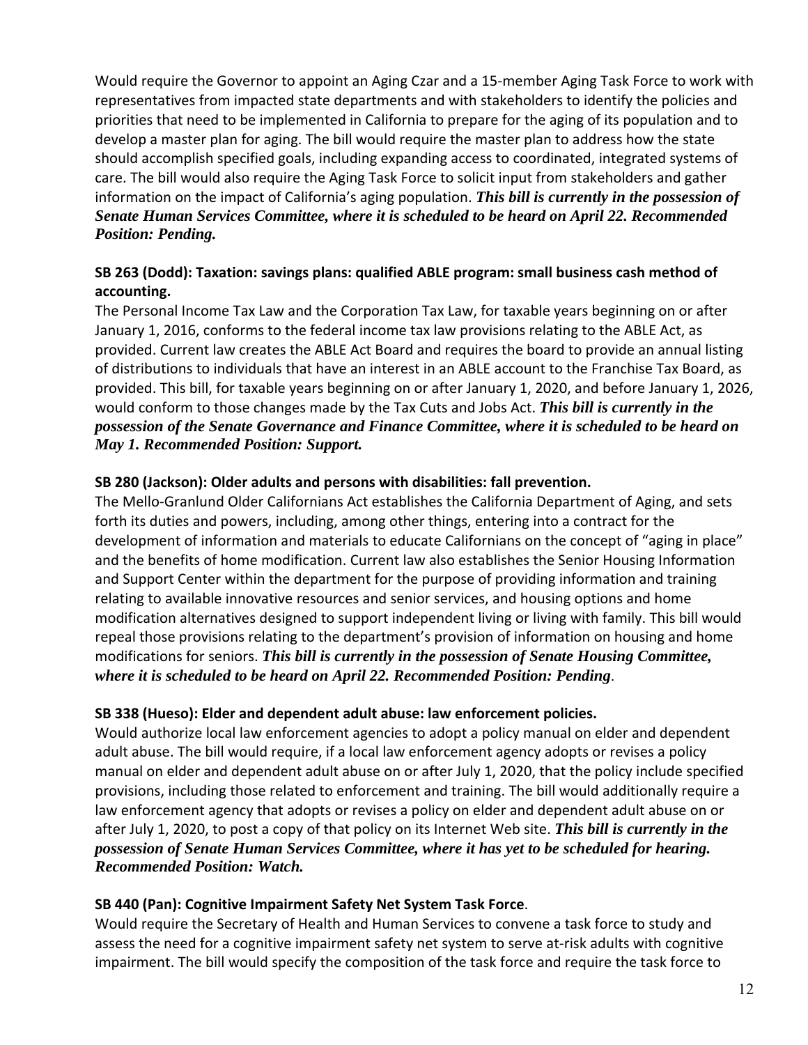Would require the Governor to appoint an Aging Czar and a 15-member Aging Task Force to work with representatives from impacted state departments and with stakeholders to identify the policies and priorities that need to be implemented in California to prepare for the aging of its population and to develop a master plan for aging. The bill would require the master plan to address how the state should accomplish specified goals, including expanding access to coordinated, integrated systems of care. The bill would also require the Aging Task Force to solicit input from stakeholders and gather information on the impact of California's aging population. ***This bill is currently in the possession of Senate Human Services Committee, where it is scheduled to be heard on April 22. Recommended Position: Pending.***

**SB 263 (Dodd): Taxation: savings plans: qualified ABLE program: small business cash method of accounting.**

The Personal Income Tax Law and the Corporation Tax Law, for taxable years beginning on or after January 1, 2016, conforms to the federal income tax law provisions relating to the ABLE Act, as provided. Current law creates the ABLE Act Board and requires the board to provide an annual listing of distributions to individuals that have an interest in an ABLE account to the Franchise Tax Board, as provided. This bill, for taxable years beginning on or after January 1, 2020, and before January 1, 2026, would conform to those changes made by the Tax Cuts and Jobs Act. ***This bill is currently in the possession of the Senate Governance and Finance Committee, where it is scheduled to be heard on May 1. Recommended Position: Support.***

**SB 280 (Jackson): Older adults and persons with disabilities: fall prevention.**

The Mello-Granlund Older Californians Act establishes the California Department of Aging, and sets forth its duties and powers, including, among other things, entering into a contract for the development of information and materials to educate Californians on the concept of "aging in place" and the benefits of home modification. Current law also establishes the Senior Housing Information and Support Center within the department for the purpose of providing information and training relating to available innovative resources and senior services, and housing options and home modification alternatives designed to support independent living or living with family. This bill would repeal those provisions relating to the department's provision of information on housing and home modifications for seniors. ***This bill is currently in the possession of Senate Housing Committee, where it is scheduled to be heard on April 22. Recommended Position: Pending***.

**SB 338 (Hueso): Elder and dependent adult abuse: law enforcement policies.**

Would authorize local law enforcement agencies to adopt a policy manual on elder and dependent adult abuse. The bill would require, if a local law enforcement agency adopts or revises a policy manual on elder and dependent adult abuse on or after July 1, 2020, that the policy include specified provisions, including those related to enforcement and training. The bill would additionally require a law enforcement agency that adopts or revises a policy on elder and dependent adult abuse on or after July 1, 2020, to post a copy of that policy on its Internet Web site. ***This bill is currently in the possession of Senate Human Services Committee, where it has yet to be scheduled for hearing. Recommended Position: Watch.***

**SB 440 (Pan): Cognitive Impairment Safety Net System Task Force**.

Would require the Secretary of Health and Human Services to convene a task force to study and assess the need for a cognitive impairment safety net system to serve at-risk adults with cognitive impairment. The bill would specify the composition of the task force and require the task force to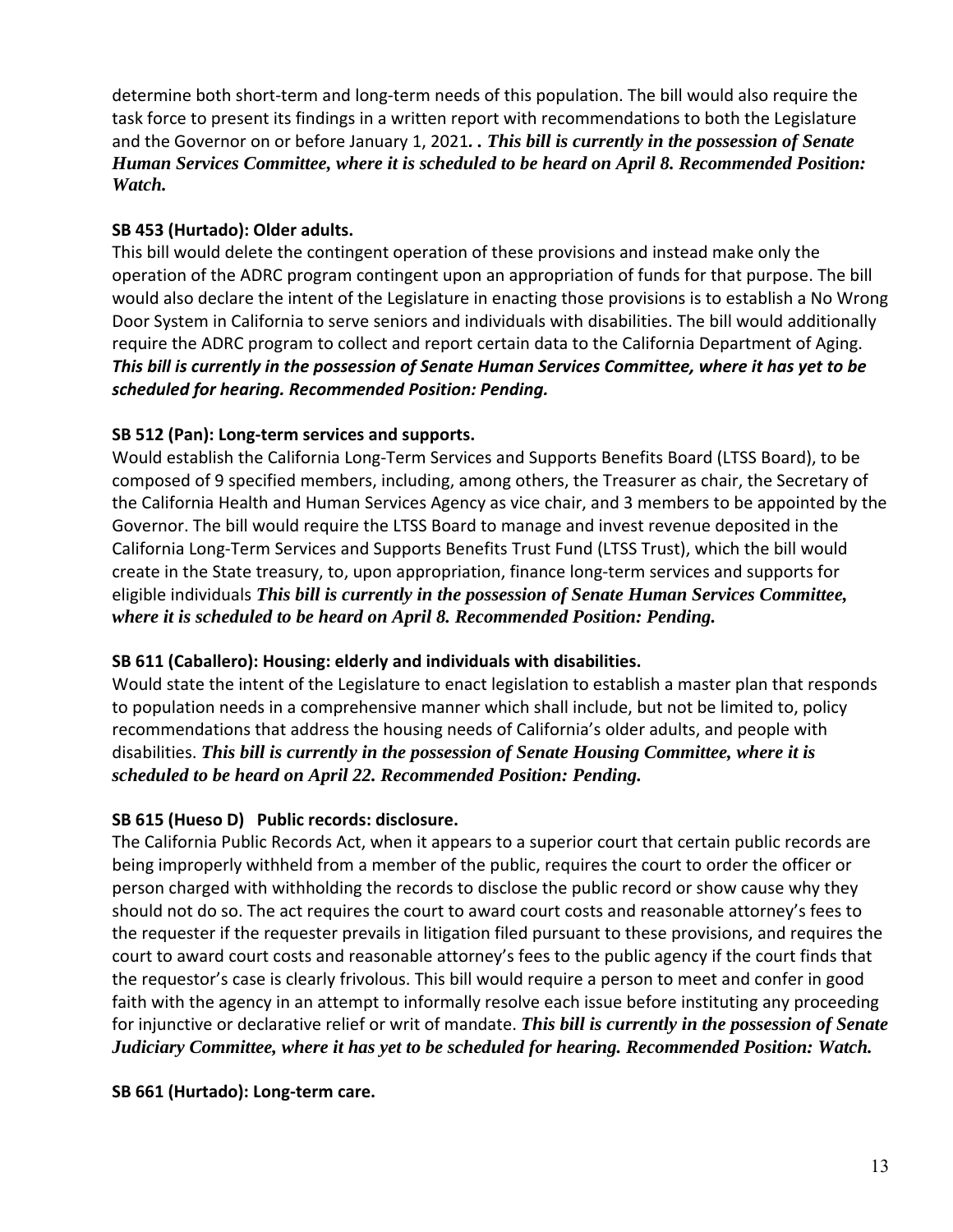determine both short-term and long-term needs of this population. The bill would also require the task force to present its findings in a written report with recommendations to both the Legislature and the Governor on or before January 1, 2021*. . This bill is currently in the possession of Senate Human Services Committee, where it is scheduled to be heard on April 8. Recommended Position: Watch.*

**SB 453 (Hurtado): Older adults.**

This bill would delete the contingent operation of these provisions and instead make only the operation of the ADRC program contingent upon an appropriation of funds for that purpose. The bill would also declare the intent of the Legislature in enacting those provisions is to establish a No Wrong Door System in California to serve seniors and individuals with disabilities. The bill would additionally require the ADRC program to collect and report certain data to the California Department of Aging. ***This bill is currently in the possession of Senate Human Services Committee, where it has yet to be scheduled for hearing. Recommended Position: Pending.***

**SB 512 (Pan): Long-term services and supports.**

Would establish the California Long-Term Services and Supports Benefits Board (LTSS Board), to be composed of 9 specified members, including, among others, the Treasurer as chair, the Secretary of the California Health and Human Services Agency as vice chair, and 3 members to be appointed by the Governor. The bill would require the LTSS Board to manage and invest revenue deposited in the California Long-Term Services and Supports Benefits Trust Fund (LTSS Trust), which the bill would create in the State treasury, to, upon appropriation, finance long-term services and supports for eligible individuals ***This bill is currently in the possession of Senate Human Services Committee, where it is scheduled to be heard on April 8. Recommended Position: Pending.***

**SB 611 (Caballero): Housing: elderly and individuals with disabilities.**

Would state the intent of the Legislature to enact legislation to establish a master plan that responds to population needs in a comprehensive manner which shall include, but not be limited to, policy recommendations that address the housing needs of California's older adults, and people with disabilities. ***This bill is currently in the possession of Senate Housing Committee, where it is scheduled to be heard on April 22. Recommended Position: Pending.***

**SB 615 (Hueso D) Public records: disclosure.**

The California Public Records Act, when it appears to a superior court that certain public records are being improperly withheld from a member of the public, requires the court to order the officer or person charged with withholding the records to disclose the public record or show cause why they should not do so. The act requires the court to award court costs and reasonable attorney's fees to the requester if the requester prevails in litigation filed pursuant to these provisions, and requires the court to award court costs and reasonable attorney's fees to the public agency if the court finds that the requestor's case is clearly frivolous. This bill would require a person to meet and confer in good faith with the agency in an attempt to informally resolve each issue before instituting any proceeding for injunctive or declarative relief or writ of mandate. ***This bill is currently in the possession of Senate Judiciary Committee, where it has yet to be scheduled for hearing. Recommended Position: Watch.***

**SB 661 (Hurtado): Long-term care.**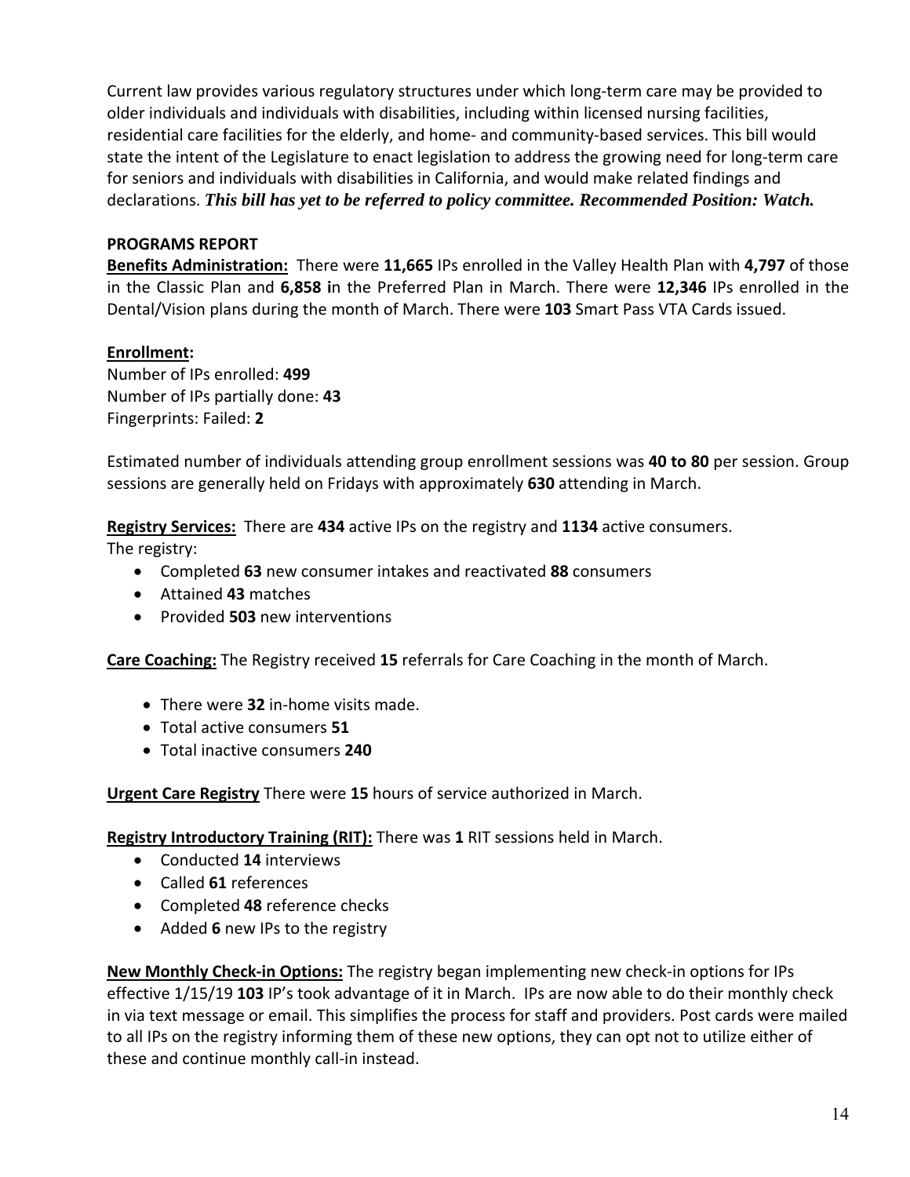Current law provides various regulatory structures under which long-term care may be provided to older individuals and individuals with disabilities, including within licensed nursing facilities, residential care facilities for the elderly, and home- and community-based services. This bill would state the intent of the Legislature to enact legislation to address the growing need for long-term care for seniors and individuals with disabilities in California, and would make related findings and declarations. ***This bill has yet to be referred to policy committee. Recommended Position: Watch.***

**PROGRAMS REPORT**

**Benefits Administration:** There were **11,665** IPs enrolled in the Valley Health Plan with **4,797** of those in the Classic Plan and **6,858 i**n the Preferred Plan in March. There were **12,346** IPs enrolled in the Dental/Vision plans during the month of March. There were **103** Smart Pass VTA Cards issued.

**Enrollment:**

Number of IPs enrolled: **499**
Number of IPs partially done: **43**
Fingerprints: Failed: **2**

Estimated number of individuals attending group enrollment sessions was **40 to 80** per session. Group sessions are generally held on Fridays with approximately **630** attending in March.

**Registry Services:** There are **434** active IPs on the registry and **1134** active consumers.
The registry:

- Completed **63** new consumer intakes and reactivated **88** consumers
- Attained **43** matches
- Provided **503** new interventions

**Care Coaching:** The Registry received **15** referrals for Care Coaching in the month of March.

- There were **32** in-home visits made.
- Total active consumers **51**
- Total inactive consumers **240**

**Urgent Care Registry** There were **15** hours of service authorized in March.

**Registry Introductory Training (RIT):** There was **1** RIT sessions held in March.

- Conducted **14** interviews
- Called **61** references
- Completed **48** reference checks
- Added **6** new IPs to the registry

**New Monthly Check-in Options:** The registry began implementing new check-in options for IPs effective 1/15/19 **103** IP's took advantage of it in March. IPs are now able to do their monthly check in via text message or email. This simplifies the process for staff and providers. Post cards were mailed to all IPs on the registry informing them of these new options, they can opt not to utilize either of these and continue monthly call-in instead.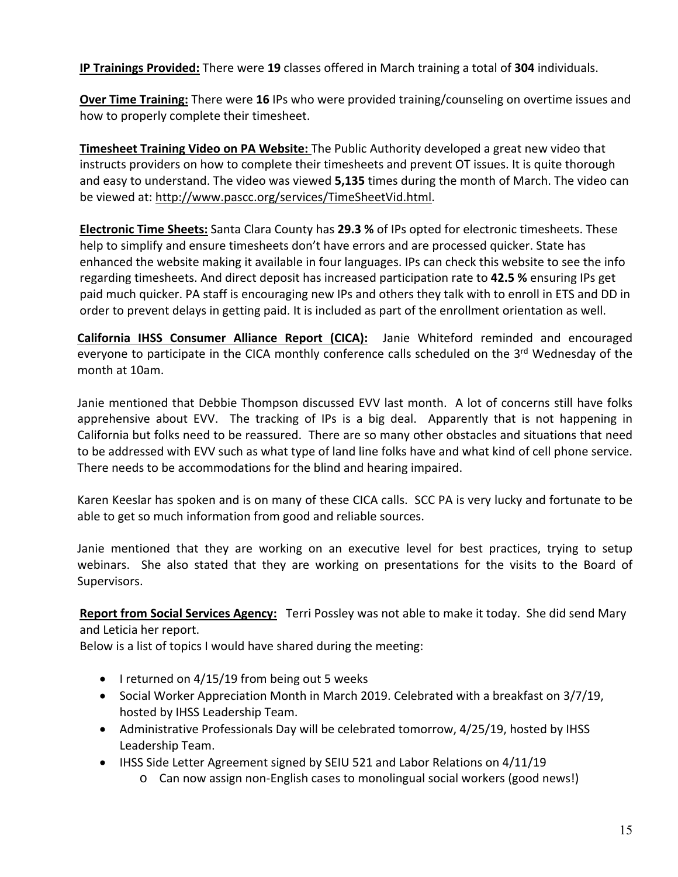**IP Trainings Provided:** There were **19** classes offered in March training a total of **304** individuals.

**Over Time Training:** There were **16** IPs who were provided training/counseling on overtime issues and how to properly complete their timesheet.

**Timesheet Training Video on PA Website:** The Public Authority developed a great new video that instructs providers on how to complete their timesheets and prevent OT issues. It is quite thorough and easy to understand. The video was viewed **5,135** times during the month of March. The video can be viewed at: http://www.pascc.org/services/TimeSheetVid.html.

**Electronic Time Sheets:** Santa Clara County has **29.3 %** of IPs opted for electronic timesheets. These help to simplify and ensure timesheets don't have errors and are processed quicker. State has enhanced the website making it available in four languages. IPs can check this website to see the info regarding timesheets. And direct deposit has increased participation rate to **42.5 %** ensuring IPs get paid much quicker. PA staff is encouraging new IPs and others they talk with to enroll in ETS and DD in order to prevent delays in getting paid. It is included as part of the enrollment orientation as well.

**California IHSS Consumer Alliance Report (CICA):** Janie Whiteford reminded and encouraged everyone to participate in the CICA monthly conference calls scheduled on the 3rd Wednesday of the month at 10am.

Janie mentioned that Debbie Thompson discussed EVV last month. A lot of concerns still have folks apprehensive about EVV. The tracking of IPs is a big deal. Apparently that is not happening in California but folks need to be reassured. There are so many other obstacles and situations that need to be addressed with EVV such as what type of land line folks have and what kind of cell phone service. There needs to be accommodations for the blind and hearing impaired.

Karen Keeslar has spoken and is on many of these CICA calls. SCC PA is very lucky and fortunate to be able to get so much information from good and reliable sources.

Janie mentioned that they are working on an executive level for best practices, trying to setup webinars. She also stated that they are working on presentations for the visits to the Board of Supervisors.

**Report from Social Services Agency:** Terri Possley was not able to make it today. She did send Mary and Leticia her report.
Below is a list of topics I would have shared during the meeting:

- I returned on 4/15/19 from being out 5 weeks
- Social Worker Appreciation Month in March 2019. Celebrated with a breakfast on 3/7/19, hosted by IHSS Leadership Team.
- Administrative Professionals Day will be celebrated tomorrow, 4/25/19, hosted by IHSS Leadership Team.
- IHSS Side Letter Agreement signed by SEIU 521 and Labor Relations on 4/11/19
  - Can now assign non-English cases to monolingual social workers (good news!)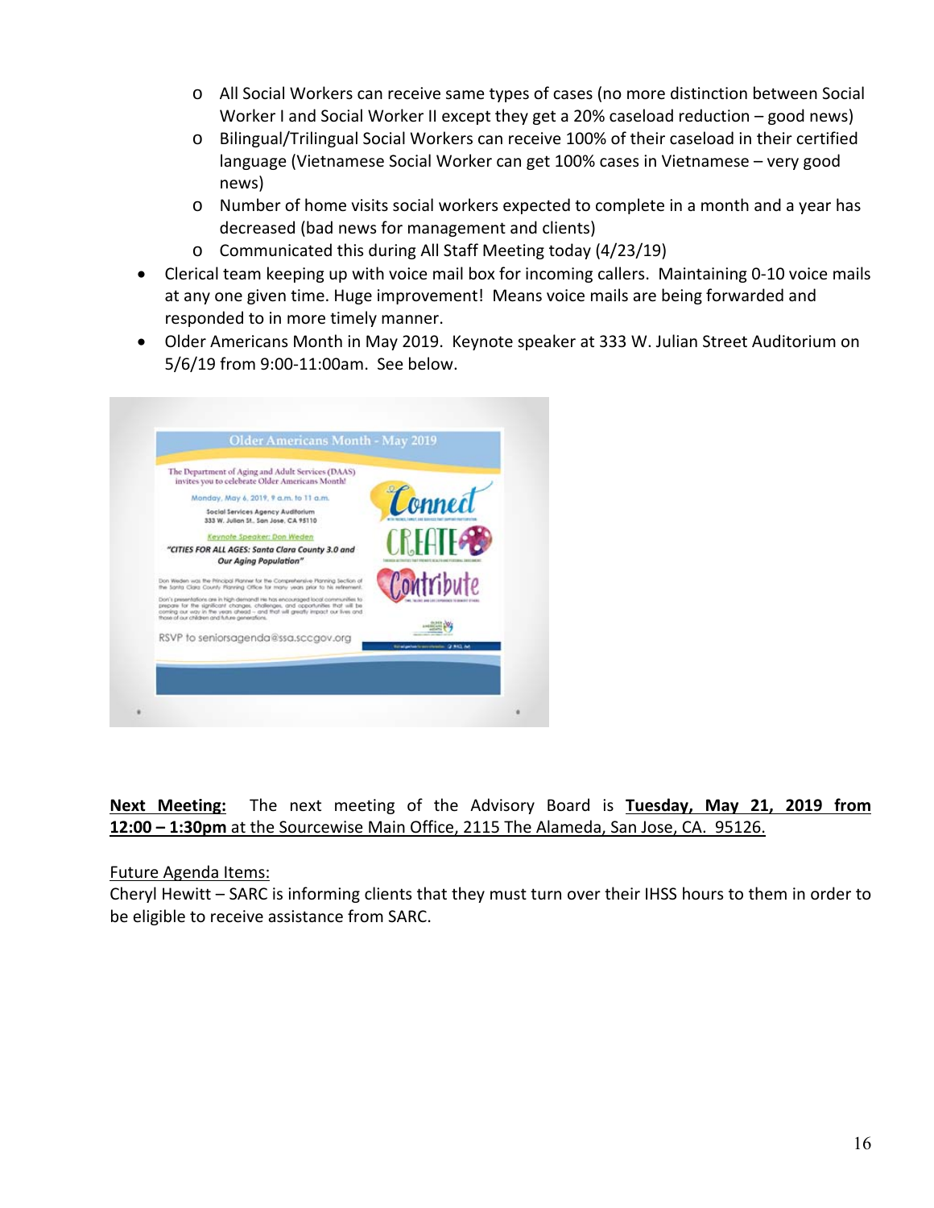- All Social Workers can receive same types of cases (no more distinction between Social Worker I and Social Worker II except they get a 20% caseload reduction – good news)
  - Bilingual/Trilingual Social Workers can receive 100% of their caseload in their certified language (Vietnamese Social Worker can get 100% cases in Vietnamese – very good news)
  - Number of home visits social workers expected to complete in a month and a year has decreased (bad news for management and clients)
  - Communicated this during All Staff Meeting today (4/23/19)
- Clerical team keeping up with voice mail box for incoming callers. Maintaining 0-10 voice mails at any one given time. Huge improvement! Means voice mails are being forwarded and responded to in more timely manner.
- Older Americans Month in May 2019. Keynote speaker at 333 W. Julian Street Auditorium on 5/6/19 from 9:00-11:00am. See below.

Older Americans Month - May 2019

The Department of Aging and Adult Services (DAAS) invites you to celebrate Older Americans Month!

Monday, May 6, 2019, 9 a.m. to 11 a.m.

Social Services Agency Auditorium
333 W. Julian St., San Jose, CA 95110

Keynote Speaker: Don Weden

*"CITIES FOR ALL AGES: Santa Clara County 3.0 and Our Aging Population"*

Don Weden was the Principal Planner for the Comprehensive Planning Section of the Santa Clara County Planning Office for many years prior to his retirement.

Don's presentations are in high demand! He has encouraged local communities to prepare for the significant changes, challenges, and opportunities that will be coming our way in the years ahead – and that will greatly impact our lives and those of our children and future generations.

RSVP to seniorsagenda@ssa.sccgov.org

Connect

Create

Contribute

**Next Meeting:** The next meeting of the Advisory Board is **Tuesday, May 21, 2019 from 12:00 – 1:30pm** at the Sourcewise Main Office, 2115 The Alameda, San Jose, CA. 95126.

Future Agenda Items:

Cheryl Hewitt – SARC is informing clients that they must turn over their IHSS hours to them in order to be eligible to receive assistance from SARC.